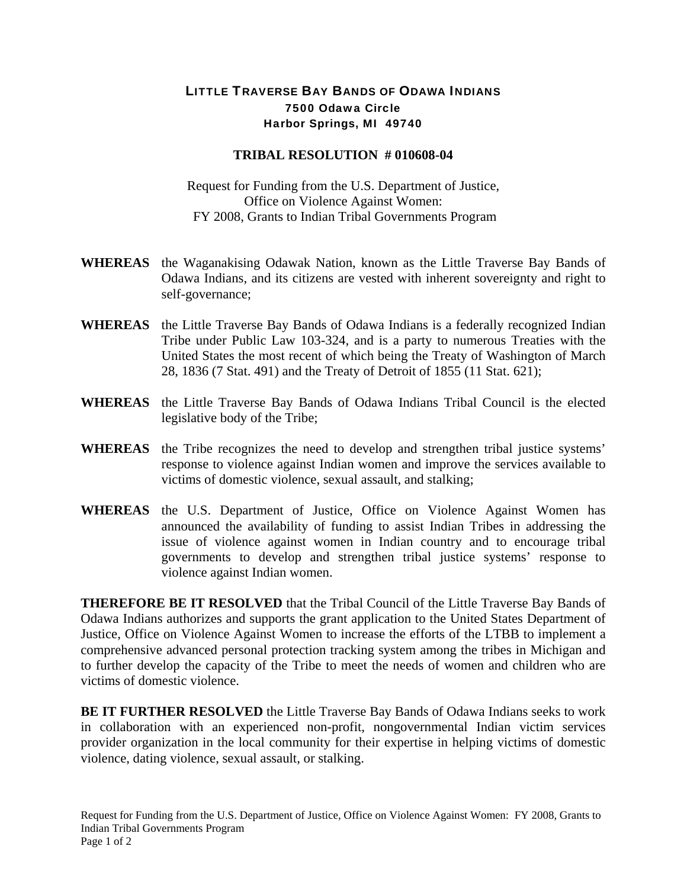**LITTLE TRAVERSE BAY BANDS OF ODAWA INDIANS**
**7500 Odawa Circle**
**Harbor Springs, MI 49740**

# TRIBAL RESOLUTION # 010608-04

Request for Funding from the U.S. Department of Justice,
Office on Violence Against Women:
FY 2008, Grants to Indian Tribal Governments Program

**WHEREAS** the Waganakising Odawak Nation, known as the Little Traverse Bay Bands of Odawa Indians, and its citizens are vested with inherent sovereignty and right to self-governance;

**WHEREAS** the Little Traverse Bay Bands of Odawa Indians is a federally recognized Indian Tribe under Public Law 103-324, and is a party to numerous Treaties with the United States the most recent of which being the Treaty of Washington of March 28, 1836 (7 Stat. 491) and the Treaty of Detroit of 1855 (11 Stat. 621);

**WHEREAS** the Little Traverse Bay Bands of Odawa Indians Tribal Council is the elected legislative body of the Tribe;

**WHEREAS** the Tribe recognizes the need to develop and strengthen tribal justice systems' response to violence against Indian women and improve the services available to victims of domestic violence, sexual assault, and stalking;

**WHEREAS** the U.S. Department of Justice, Office on Violence Against Women has announced the availability of funding to assist Indian Tribes in addressing the issue of violence against women in Indian country and to encourage tribal governments to develop and strengthen tribal justice systems' response to violence against Indian women.

**THEREFORE BE IT RESOLVED** that the Tribal Council of the Little Traverse Bay Bands of Odawa Indians authorizes and supports the grant application to the United States Department of Justice, Office on Violence Against Women to increase the efforts of the LTBB to implement a comprehensive advanced personal protection tracking system among the tribes in Michigan and to further develop the capacity of the Tribe to meet the needs of women and children who are victims of domestic violence.

**BE IT FURTHER RESOLVED** the Little Traverse Bay Bands of Odawa Indians seeks to work in collaboration with an experienced non-profit, nongovernmental Indian victim services provider organization in the local community for their expertise in helping victims of domestic violence, dating violence, sexual assault, or stalking.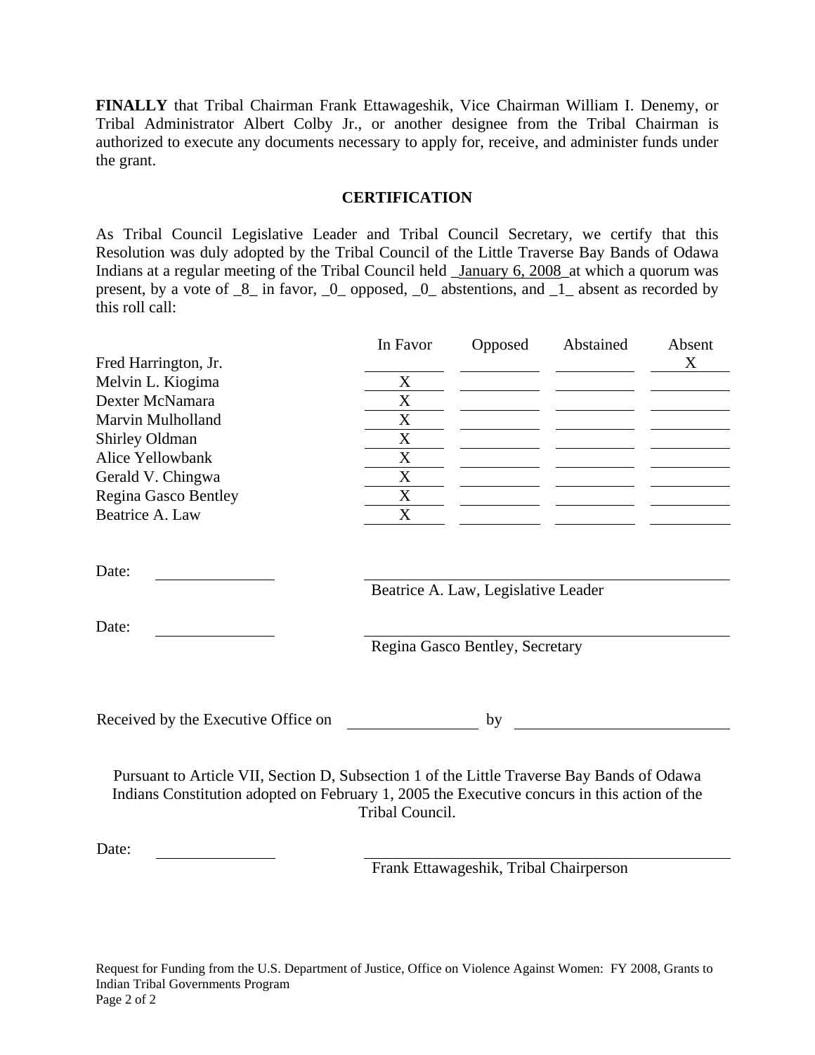**FINALLY** that Tribal Chairman Frank Ettawageshik, Vice Chairman William I. Denemy, or Tribal Administrator Albert Colby Jr., or another designee from the Tribal Chairman is authorized to execute any documents necessary to apply for, receive, and administer funds under the grant.

## CERTIFICATION

As Tribal Council Legislative Leader and Tribal Council Secretary, we certify that this Resolution was duly adopted by the Tribal Council of the Little Traverse Bay Bands of Odawa Indians at a regular meeting of the Tribal Council held _January 6, 2008_ at which a quorum was present, by a vote of _8_ in favor, _0_ opposed, _0_ abstentions, and _1_ absent as recorded by this roll call:

| | In Favor | Opposed | Abstained | Absent |
|---|---|---|---|---|
| Fred Harrington, Jr. | | | | X |
| Melvin L. Kiogima | X | | | |
| Dexter McNamara | X | | | |
| Marvin Mulholland | X | | | |
| Shirley Oldman | X | | | |
| Alice Yellowbank | X | | | |
| Gerald V. Chingwa | X | | | |
| Regina Gasco Bentley | X | | | |
| Beatrice A. Law | X | | | |

Date: ______________ ______________________________
Beatrice A. Law, Legislative Leader

Date: ______________ ______________________________
Regina Gasco Bentley, Secretary

Received by the Executive Office on ______________ by ______________________

Pursuant to Article VII, Section D, Subsection 1 of the Little Traverse Bay Bands of Odawa Indians Constitution adopted on February 1, 2005 the Executive concurs in this action of the Tribal Council.

Date: ______________ ______________________________
Frank Ettawageshik, Tribal Chairperson

Request for Funding from the U.S. Department of Justice, Office on Violence Against Women: FY 2008, Grants to Indian Tribal Governments Program